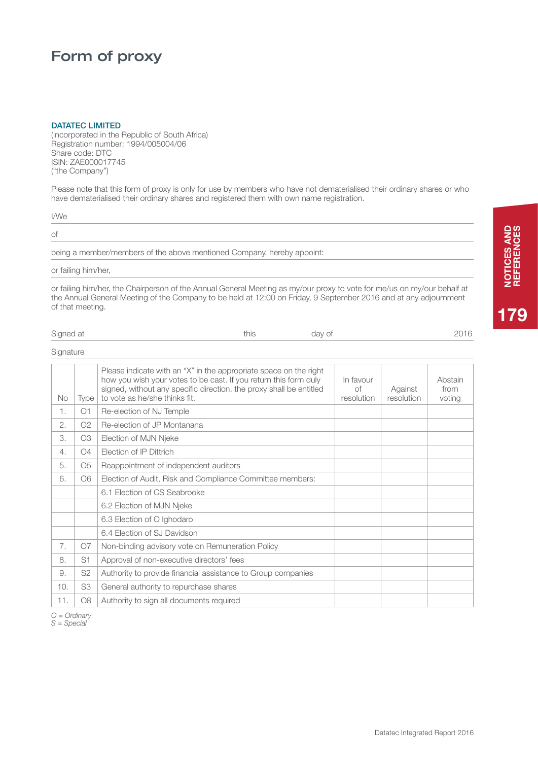# Form of proxy

**DATATEC LIMITED**
(Incorporated in the Republic of South Africa)
Registration number: 1994/005004/06
Share code: DTC
ISIN: ZAE000017745
("the Company")

Please note that this form of proxy is only for use by members who have not dematerialised their ordinary shares or who have dematerialised their ordinary shares and registered them with own name registration.

I/We

of

being a member/members of the above mentioned Company, hereby appoint:

or failing him/her,

or failing him/her, the Chairperson of the Annual General Meeting as my/our proxy to vote for me/us on my/our behalf at the Annual General Meeting of the Company to be held at 12:00 on Friday, 9 September 2016 and at any adjournment of that meeting.

Signed at this day of 2016

Signature

| No | Type | Please indicate with an "X" in the appropriate space on the right how you wish your votes to be cast. If you return this form duly signed, without any specific direction, the proxy shall be entitled to vote as he/she thinks fit. | In favour of resolution | Against resolution | Abstain from voting |
|---|---|---|---|---|---|
| 1. | O1 | Re-election of NJ Temple | | | |
| 2. | O2 | Re-election of JP Montanana | | | |
| 3. | O3 | Election of MJN Njeke | | | |
| 4. | O4 | Election of IP Dittrich | | | |
| 5. | O5 | Reappointment of independent auditors | | | |
| 6. | O6 | Election of Audit, Risk and Compliance Committee members: | | | |
| | | 6.1 Election of CS Seabrooke | | | |
| | | 6.2 Election of MJN Njeke | | | |
| | | 6.3 Election of O Ighodaro | | | |
| | | 6.4 Election of SJ Davidson | | | |
| 7. | O7 | Non-binding advisory vote on Remuneration Policy | | | |
| 8. | S1 | Approval of non-executive directors' fees | | | |
| 9. | S2 | Authority to provide financial assistance to Group companies | | | |
| 10. | S3 | General authority to repurchase shares | | | |
| 11. | O8 | Authority to sign all documents required | | | |

*O = Ordinary*
*S = Special*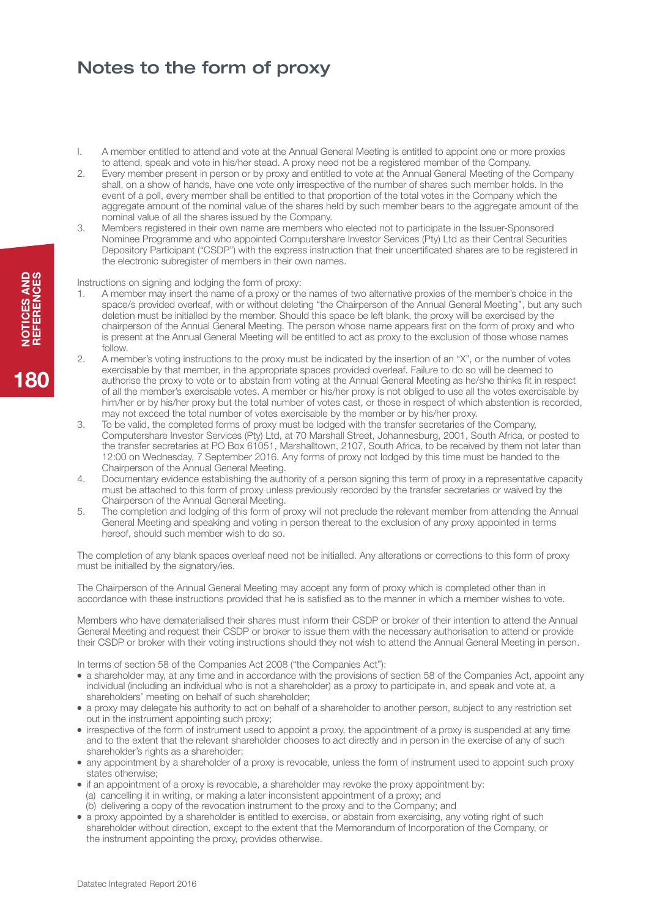# Notes to the form of proxy

1. A member entitled to attend and vote at the Annual General Meeting is entitled to appoint one or more proxies to attend, speak and vote in his/her stead. A proxy need not be a registered member of the Company.
2. Every member present in person or by proxy and entitled to vote at the Annual General Meeting of the Company shall, on a show of hands, have one vote only irrespective of the number of shares such member holds. In the event of a poll, every member shall be entitled to that proportion of the total votes in the Company which the aggregate amount of the nominal value of the shares held by such member bears to the aggregate amount of the nominal value of all the shares issued by the Company.
3. Members registered in their own name are members who elected not to participate in the Issuer-Sponsored Nominee Programme and who appointed Computershare Investor Services (Pty) Ltd as their Central Securities Depository Participant ("CSDP") with the express instruction that their uncertificated shares are to be registered in the electronic subregister of members in their own names.

Instructions on signing and lodging the form of proxy:

1. A member may insert the name of a proxy or the names of two alternative proxies of the member's choice in the space/s provided overleaf, with or without deleting "the Chairperson of the Annual General Meeting", but any such deletion must be initialled by the member. Should this space be left blank, the proxy will be exercised by the chairperson of the Annual General Meeting. The person whose name appears first on the form of proxy and who is present at the Annual General Meeting will be entitled to act as proxy to the exclusion of those whose names follow.
2. A member's voting instructions to the proxy must be indicated by the insertion of an "X", or the number of votes exercisable by that member, in the appropriate spaces provided overleaf. Failure to do so will be deemed to authorise the proxy to vote or to abstain from voting at the Annual General Meeting as he/she thinks fit in respect of all the member's exercisable votes. A member or his/her proxy is not obliged to use all the votes exercisable by him/her or by his/her proxy but the total number of votes cast, or those in respect of which abstention is recorded, may not exceed the total number of votes exercisable by the member or by his/her proxy.
3. To be valid, the completed forms of proxy must be lodged with the transfer secretaries of the Company, Computershare Investor Services (Pty) Ltd, at 70 Marshall Street, Johannesburg, 2001, South Africa, or posted to the transfer secretaries at PO Box 61051, Marshalltown, 2107, South Africa, to be received by them not later than 12:00 on Wednesday, 7 September 2016. Any forms of proxy not lodged by this time must be handed to the Chairperson of the Annual General Meeting.
4. Documentary evidence establishing the authority of a person signing this term of proxy in a representative capacity must be attached to this form of proxy unless previously recorded by the transfer secretaries or waived by the Chairperson of the Annual General Meeting.
5. The completion and lodging of this form of proxy will not preclude the relevant member from attending the Annual General Meeting and speaking and voting in person thereat to the exclusion of any proxy appointed in terms hereof, should such member wish to do so.

The completion of any blank spaces overleaf need not be initialled. Any alterations or corrections to this form of proxy must be initialled by the signatory/ies.

The Chairperson of the Annual General Meeting may accept any form of proxy which is completed other than in accordance with these instructions provided that he is satisfied as to the manner in which a member wishes to vote.

Members who have dematerialised their shares must inform their CSDP or broker of their intention to attend the Annual General Meeting and request their CSDP or broker to issue them with the necessary authorisation to attend or provide their CSDP or broker with their voting instructions should they not wish to attend the Annual General Meeting in person.

In terms of section 58 of the Companies Act 2008 ("the Companies Act"):

- a shareholder may, at any time and in accordance with the provisions of section 58 of the Companies Act, appoint any individual (including an individual who is not a shareholder) as a proxy to participate in, and speak and vote at, a shareholders' meeting on behalf of such shareholder;
- a proxy may delegate his authority to act on behalf of a shareholder to another person, subject to any restriction set out in the instrument appointing such proxy;
- irrespective of the form of instrument used to appoint a proxy, the appointment of a proxy is suspended at any time and to the extent that the relevant shareholder chooses to act directly and in person in the exercise of any of such shareholder's rights as a shareholder;
- any appointment by a shareholder of a proxy is revocable, unless the form of instrument used to appoint such proxy states otherwise;
- if an appointment of a proxy is revocable, a shareholder may revoke the proxy appointment by:
  (a) cancelling it in writing, or making a later inconsistent appointment of a proxy; and
  (b) delivering a copy of the revocation instrument to the proxy and to the Company; and
- a proxy appointed by a shareholder is entitled to exercise, or abstain from exercising, any voting right of such shareholder without direction, except to the extent that the Memorandum of Incorporation of the Company, or the instrument appointing the proxy, provides otherwise.